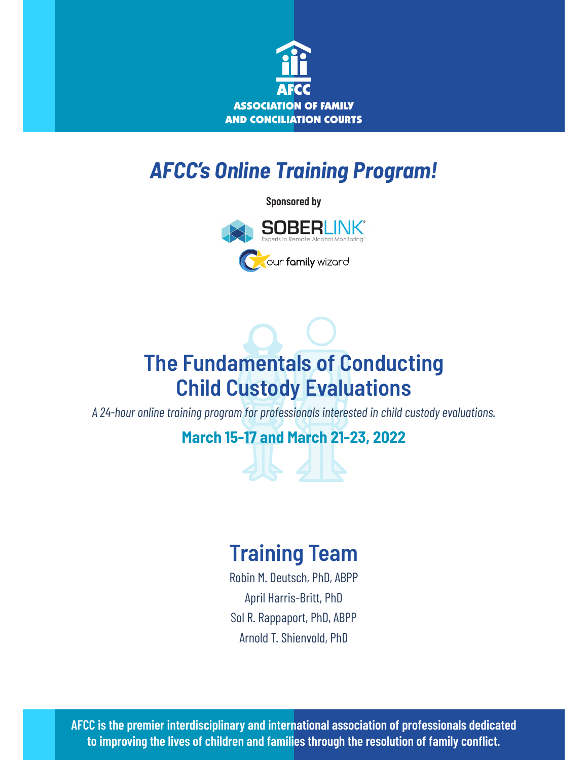AFCC
ASSOCIATION OF FAMILY AND CONCILIATION COURTS

# *AFCC's Online Training Program!*

**Sponsored by**

SOBERLINK
Experts in Remote Alcohol Monitoring

our family wizard

# The Fundamentals of Conducting Child Custody Evaluations

*A 24-hour online training program for professionals interested in child custody evaluations.*

**March 15-17 and March 21-23, 2022**

## Training Team

Robin M. Deutsch, PhD, ABPP

April Harris-Britt, PhD

Sol R. Rappaport, PhD, ABPP

Arnold T. Shienvold, PhD

**AFCC is the premier interdisciplinary and international association of professionals dedicated to improving the lives of children and families through the resolution of family conflict.**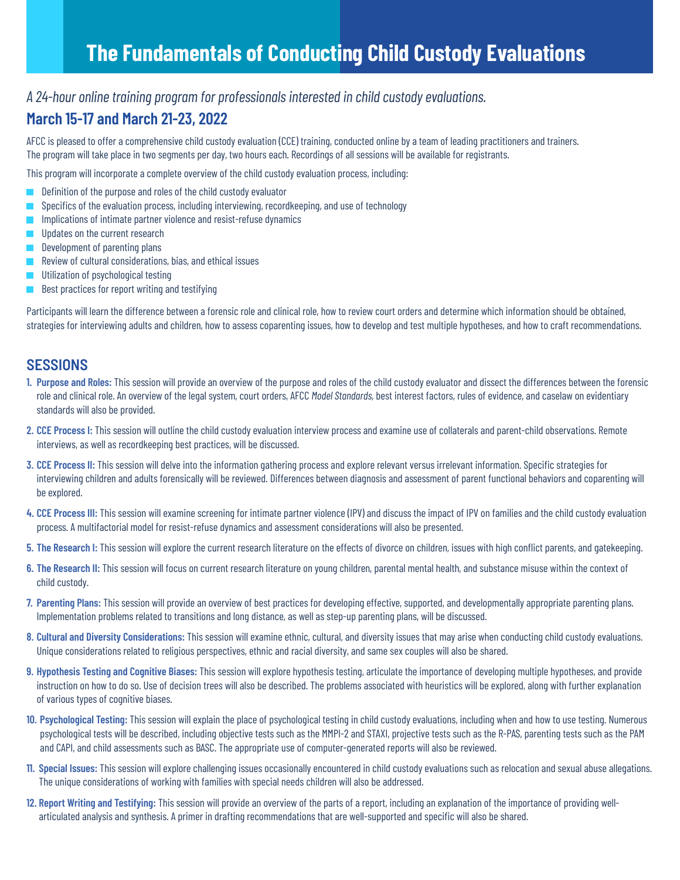# The Fundamentals of Conducting Child Custody Evaluations

*A 24-hour online training program for professionals interested in child custody evaluations.*

## March 15-17 and March 21-23, 2022

AFCC is pleased to offer a comprehensive child custody evaluation (CCE) training, conducted online by a team of leading practitioners and trainers. The program will take place in two segments per day, two hours each. Recordings of all sessions will be available for registrants.

This program will incorporate a complete overview of the child custody evaluation process, including:

- Definition of the purpose and roles of the child custody evaluator
- Specifics of the evaluation process, including interviewing, recordkeeping, and use of technology
- Implications of intimate partner violence and resist-refuse dynamics
- Updates on the current research
- Development of parenting plans
- Review of cultural considerations, bias, and ethical issues
- Utilization of psychological testing
- Best practices for report writing and testifying

Participants will learn the difference between a forensic role and clinical role, how to review court orders and determine which information should be obtained, strategies for interviewing adults and children, how to assess coparenting issues, how to develop and test multiple hypotheses, and how to craft recommendations.

## SESSIONS

1. **Purpose and Roles:** This session will provide an overview of the purpose and roles of the child custody evaluator and dissect the differences between the forensic role and clinical role. An overview of the legal system, court orders, AFCC *Model Standards*, best interest factors, rules of evidence, and caselaw on evidentiary standards will also be provided.
2. **CCE Process I:** This session will outline the child custody evaluation interview process and examine use of collaterals and parent-child observations. Remote interviews, as well as recordkeeping best practices, will be discussed.
3. **CCE Process II:** This session will delve into the information gathering process and explore relevant versus irrelevant information. Specific strategies for interviewing children and adults forensically will be reviewed. Differences between diagnosis and assessment of parent functional behaviors and coparenting will be explored.
4. **CCE Process III:** This session will examine screening for intimate partner violence (IPV) and discuss the impact of IPV on families and the child custody evaluation process. A multifactorial model for resist-refuse dynamics and assessment considerations will also be presented.
5. **The Research I:** This session will explore the current research literature on the effects of divorce on children, issues with high conflict parents, and gatekeeping.
6. **The Research II:** This session will focus on current research literature on young children, parental mental health, and substance misuse within the context of child custody.
7. **Parenting Plans:** This session will provide an overview of best practices for developing effective, supported, and developmentally appropriate parenting plans. Implementation problems related to transitions and long distance, as well as step-up parenting plans, will be discussed.
8. **Cultural and Diversity Considerations:** This session will examine ethnic, cultural, and diversity issues that may arise when conducting child custody evaluations. Unique considerations related to religious perspectives, ethnic and racial diversity, and same sex couples will also be shared.
9. **Hypothesis Testing and Cognitive Biases:** This session will explore hypothesis testing, articulate the importance of developing multiple hypotheses, and provide instruction on how to do so. Use of decision trees will also be described. The problems associated with heuristics will be explored, along with further explanation of various types of cognitive biases.
10. **Psychological Testing:** This session will explain the place of psychological testing in child custody evaluations, including when and how to use testing. Numerous psychological tests will be described, including objective tests such as the MMPI-2 and STAXI, projective tests such as the R-PAS, parenting tests such as the PAM and CAPI, and child assessments such as BASC. The appropriate use of computer-generated reports will also be reviewed.
11. **Special Issues:** This session will explore challenging issues occasionally encountered in child custody evaluations such as relocation and sexual abuse allegations. The unique considerations of working with families with special needs children will also be addressed.
12. **Report Writing and Testifying:** This session will provide an overview of the parts of a report, including an explanation of the importance of providing well-articulated analysis and synthesis. A primer in drafting recommendations that are well-supported and specific will also be shared.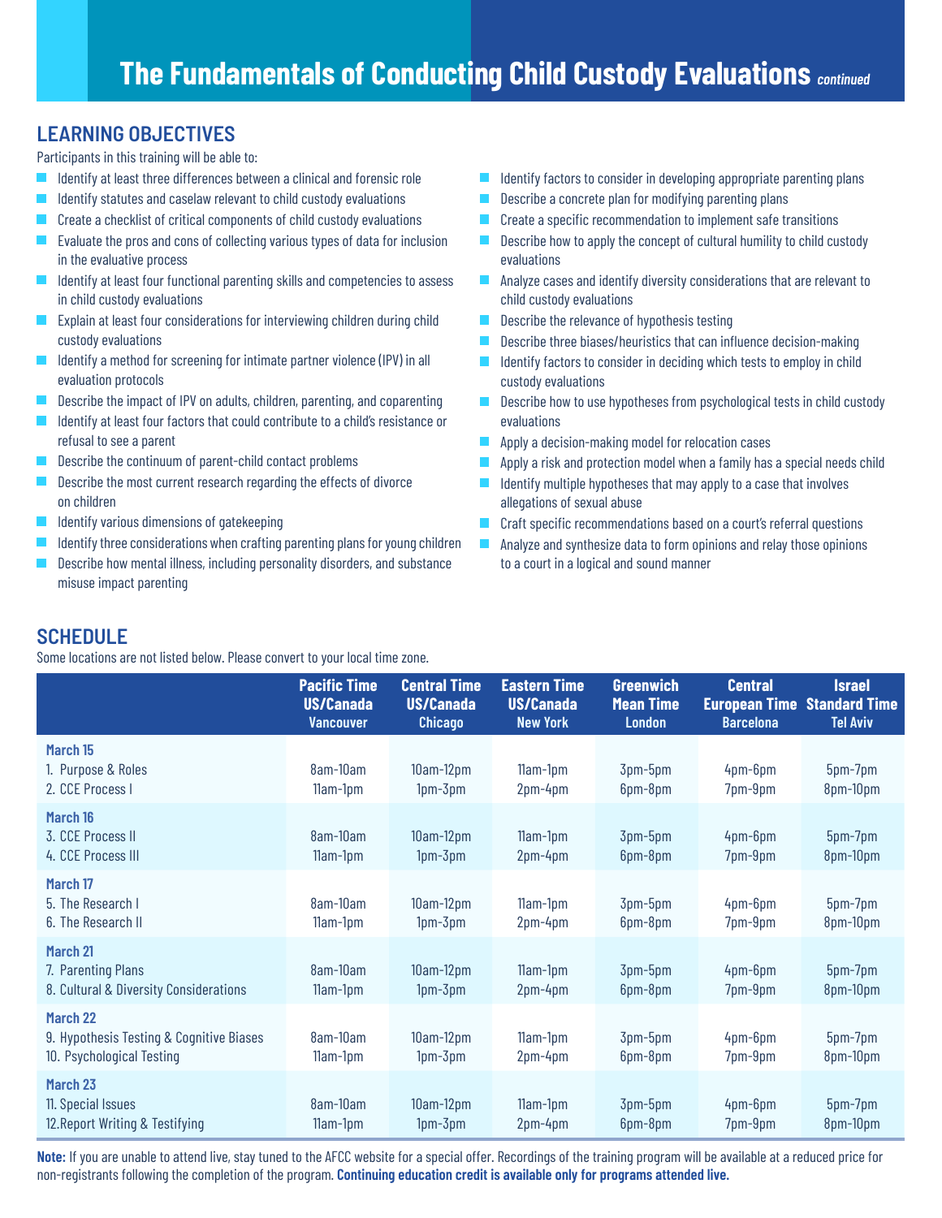# The Fundamentals of Conducting Child Custody Evaluations *continued*

## LEARNING OBJECTIVES

Participants in this training will be able to:

- Identify at least three differences between a clinical and forensic role
- Identify statutes and caselaw relevant to child custody evaluations
- Create a checklist of critical components of child custody evaluations
- Evaluate the pros and cons of collecting various types of data for inclusion in the evaluative process
- Identify at least four functional parenting skills and competencies to assess in child custody evaluations
- Explain at least four considerations for interviewing children during child custody evaluations
- Identify a method for screening for intimate partner violence (IPV) in all evaluation protocols
- Describe the impact of IPV on adults, children, parenting, and coparenting
- Identify at least four factors that could contribute to a child's resistance or refusal to see a parent
- Describe the continuum of parent-child contact problems
- Describe the most current research regarding the effects of divorce on children
- Identify various dimensions of gatekeeping
- Identify three considerations when crafting parenting plans for young children
- Describe how mental illness, including personality disorders, and substance misuse impact parenting
- Identify factors to consider in developing appropriate parenting plans
- Describe a concrete plan for modifying parenting plans
- Create a specific recommendation to implement safe transitions
- Describe how to apply the concept of cultural humility to child custody evaluations
- Analyze cases and identify diversity considerations that are relevant to child custody evaluations
- Describe the relevance of hypothesis testing
- Describe three biases/heuristics that can influence decision-making
- Identify factors to consider in deciding which tests to employ in child custody evaluations
- Describe how to use hypotheses from psychological tests in child custody evaluations
- Apply a decision-making model for relocation cases
- Apply a risk and protection model when a family has a special needs child
- Identify multiple hypotheses that may apply to a case that involves allegations of sexual abuse
- Craft specific recommendations based on a court's referral questions
- Analyze and synthesize data to form opinions and relay those opinions to a court in a logical and sound manner

## SCHEDULE

Some locations are not listed below. Please convert to your local time zone.

| | Pacific Time US/Canada Vancouver | Central Time US/Canada Chicago | Eastern Time US/Canada New York | Greenwich Mean Time London | Central European Time Barcelona | Israel Standard Time Tel Aviv |
|---|---|---|---|---|---|---|
| **March 15** | | | | | | |
| 1. Purpose & Roles | 8am-10am | 10am-12pm | 11am-1pm | 3pm-5pm | 4pm-6pm | 5pm-7pm |
| 2. CCE Process I | 11am-1pm | 1pm-3pm | 2pm-4pm | 6pm-8pm | 7pm-9pm | 8pm-10pm |
| **March 16** | | | | | | |
| 3. CCE Process II | 8am-10am | 10am-12pm | 11am-1pm | 3pm-5pm | 4pm-6pm | 5pm-7pm |
| 4. CCE Process III | 11am-1pm | 1pm-3pm | 2pm-4pm | 6pm-8pm | 7pm-9pm | 8pm-10pm |
| **March 17** | | | | | | |
| 5. The Research I | 8am-10am | 10am-12pm | 11am-1pm | 3pm-5pm | 4pm-6pm | 5pm-7pm |
| 6. The Research II | 11am-1pm | 1pm-3pm | 2pm-4pm | 6pm-8pm | 7pm-9pm | 8pm-10pm |
| **March 21** | | | | | | |
| 7. Parenting Plans | 8am-10am | 10am-12pm | 11am-1pm | 3pm-5pm | 4pm-6pm | 5pm-7pm |
| 8. Cultural & Diversity Considerations | 11am-1pm | 1pm-3pm | 2pm-4pm | 6pm-8pm | 7pm-9pm | 8pm-10pm |
| **March 22** | | | | | | |
| 9. Hypothesis Testing & Cognitive Biases | 8am-10am | 10am-12pm | 11am-1pm | 3pm-5pm | 4pm-6pm | 5pm-7pm |
| 10. Psychological Testing | 11am-1pm | 1pm-3pm | 2pm-4pm | 6pm-8pm | 7pm-9pm | 8pm-10pm |
| **March 23** | | | | | | |
| 11. Special Issues | 8am-10am | 10am-12pm | 11am-1pm | 3pm-5pm | 4pm-6pm | 5pm-7pm |
| 12. Report Writing & Testifying | 11am-1pm | 1pm-3pm | 2pm-4pm | 6pm-8pm | 7pm-9pm | 8pm-10pm |

**Note:** If you are unable to attend live, stay tuned to the AFCC website for a special offer. Recordings of the training program will be available at a reduced price for non-registrants following the completion of the program. **Continuing education credit is available only for programs attended live.**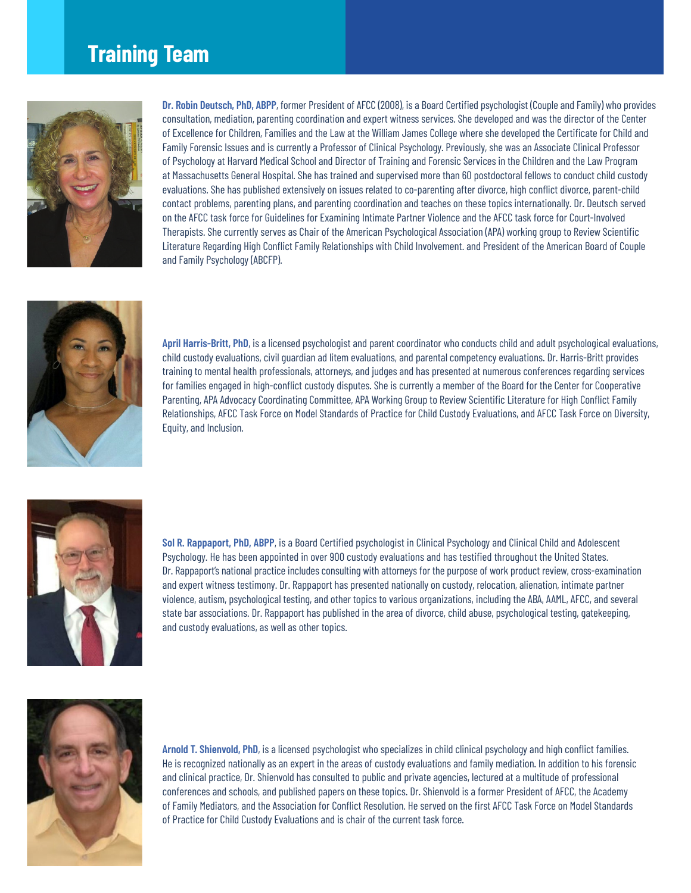# Training Team

**Dr. Robin Deutsch, PhD, ABPP**, former President of AFCC (2008), is a Board Certified psychologist (Couple and Family) who provides consultation, mediation, parenting coordination and expert witness services. She developed and was the director of the Center of Excellence for Children, Families and the Law at the William James College where she developed the Certificate for Child and Family Forensic Issues and is currently a Professor of Clinical Psychology. Previously, she was an Associate Clinical Professor of Psychology at Harvard Medical School and Director of Training and Forensic Services in the Children and the Law Program at Massachusetts General Hospital. She has trained and supervised more than 60 postdoctoral fellows to conduct child custody evaluations. She has published extensively on issues related to co-parenting after divorce, high conflict divorce, parent-child contact problems, parenting plans, and parenting coordination and teaches on these topics internationally. Dr. Deutsch served on the AFCC task force for Guidelines for Examining Intimate Partner Violence and the AFCC task force for Court-Involved Therapists. She currently serves as Chair of the American Psychological Association (APA) working group to Review Scientific Literature Regarding High Conflict Family Relationships with Child Involvement. and President of the American Board of Couple and Family Psychology (ABCFP).

**April Harris-Britt, PhD**, is a licensed psychologist and parent coordinator who conducts child and adult psychological evaluations, child custody evaluations, civil guardian ad litem evaluations, and parental competency evaluations. Dr. Harris-Britt provides training to mental health professionals, attorneys, and judges and has presented at numerous conferences regarding services for families engaged in high-conflict custody disputes. She is currently a member of the Board for the Center for Cooperative Parenting, APA Advocacy Coordinating Committee, APA Working Group to Review Scientific Literature for High Conflict Family Relationships, AFCC Task Force on Model Standards of Practice for Child Custody Evaluations, and AFCC Task Force on Diversity, Equity, and Inclusion.

**Sol R. Rappaport, PhD, ABPP**, is a Board Certified psychologist in Clinical Psychology and Clinical Child and Adolescent Psychology. He has been appointed in over 900 custody evaluations and has testified throughout the United States. Dr. Rappaport's national practice includes consulting with attorneys for the purpose of work product review, cross-examination and expert witness testimony. Dr. Rappaport has presented nationally on custody, relocation, alienation, intimate partner violence, autism, psychological testing, and other topics to various organizations, including the ABA, AAML, AFCC, and several state bar associations. Dr. Rappaport has published in the area of divorce, child abuse, psychological testing, gatekeeping, and custody evaluations, as well as other topics.

**Arnold T. Shienvold, PhD**, is a licensed psychologist who specializes in child clinical psychology and high conflict families. He is recognized nationally as an expert in the areas of custody evaluations and family mediation. In addition to his forensic and clinical practice, Dr. Shienvold has consulted to public and private agencies, lectured at a multitude of professional conferences and schools, and published papers on these topics. Dr. Shienvold is a former President of AFCC, the Academy of Family Mediators, and the Association for Conflict Resolution. He served on the first AFCC Task Force on Model Standards of Practice for Child Custody Evaluations and is chair of the current task force.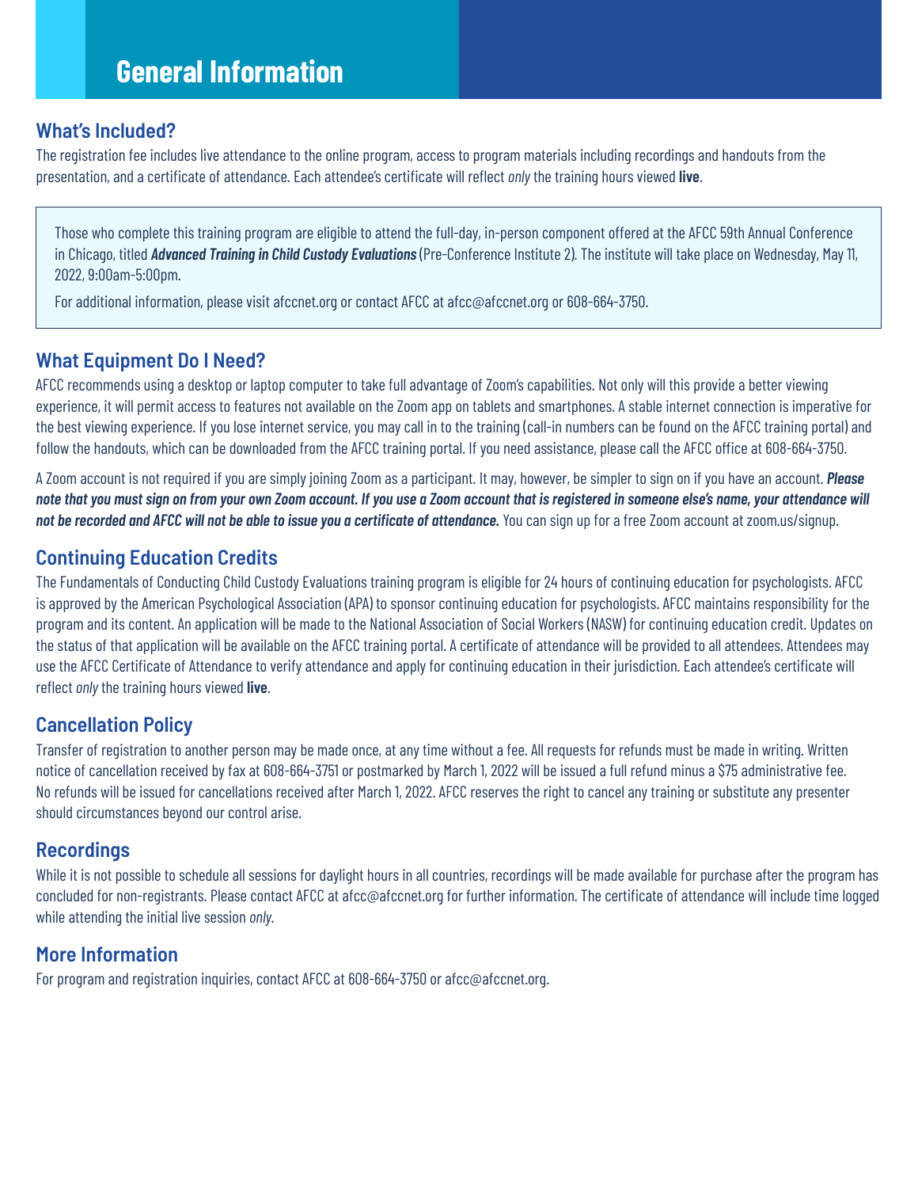# General Information

## What's Included?

The registration fee includes live attendance to the online program, access to program materials including recordings and handouts from the presentation, and a certificate of attendance. Each attendee's certificate will reflect *only* the training hours viewed **live**.

Those who complete this training program are eligible to attend the full-day, in-person component offered at the AFCC 59th Annual Conference in Chicago, titled ***Advanced Training in Child Custody Evaluations*** (Pre-Conference Institute 2). The institute will take place on Wednesday, May 11, 2022, 9:00am-5:00pm.

For additional information, please visit afccnet.org or contact AFCC at afcc@afccnet.org or 608-664-3750.

## What Equipment Do I Need?

AFCC recommends using a desktop or laptop computer to take full advantage of Zoom's capabilities. Not only will this provide a better viewing experience, it will permit access to features not available on the Zoom app on tablets and smartphones. A stable internet connection is imperative for the best viewing experience. If you lose internet service, you may call in to the training (call-in numbers can be found on the AFCC training portal) and follow the handouts, which can be downloaded from the AFCC training portal. If you need assistance, please call the AFCC office at 608-664-3750.

A Zoom account is not required if you are simply joining Zoom as a participant. It may, however, be simpler to sign on if you have an account. ***Please note that you must sign on from your own Zoom account. If you use a Zoom account that is registered in someone else's name, your attendance will not be recorded and AFCC will not be able to issue you a certificate of attendance.*** You can sign up for a free Zoom account at zoom.us/signup.

## Continuing Education Credits

The Fundamentals of Conducting Child Custody Evaluations training program is eligible for 24 hours of continuing education for psychologists. AFCC is approved by the American Psychological Association (APA) to sponsor continuing education for psychologists. AFCC maintains responsibility for the program and its content. An application will be made to the National Association of Social Workers (NASW) for continuing education credit. Updates on the status of that application will be available on the AFCC training portal. A certificate of attendance will be provided to all attendees. Attendees may use the AFCC Certificate of Attendance to verify attendance and apply for continuing education in their jurisdiction. Each attendee's certificate will reflect *only* the training hours viewed **live**.

## Cancellation Policy

Transfer of registration to another person may be made once, at any time without a fee. All requests for refunds must be made in writing. Written notice of cancellation received by fax at 608-664-3751 or postmarked by March 1, 2022 will be issued a full refund minus a $75 administrative fee. No refunds will be issued for cancellations received after March 1, 2022. AFCC reserves the right to cancel any training or substitute any presenter should circumstances beyond our control arise.

## Recordings

While it is not possible to schedule all sessions for daylight hours in all countries, recordings will be made available for purchase after the program has concluded for non-registrants. Please contact AFCC at afcc@afccnet.org for further information. The certificate of attendance will include time logged while attending the initial live session *only*.

## More Information

For program and registration inquiries, contact AFCC at 608-664-3750 or afcc@afccnet.org.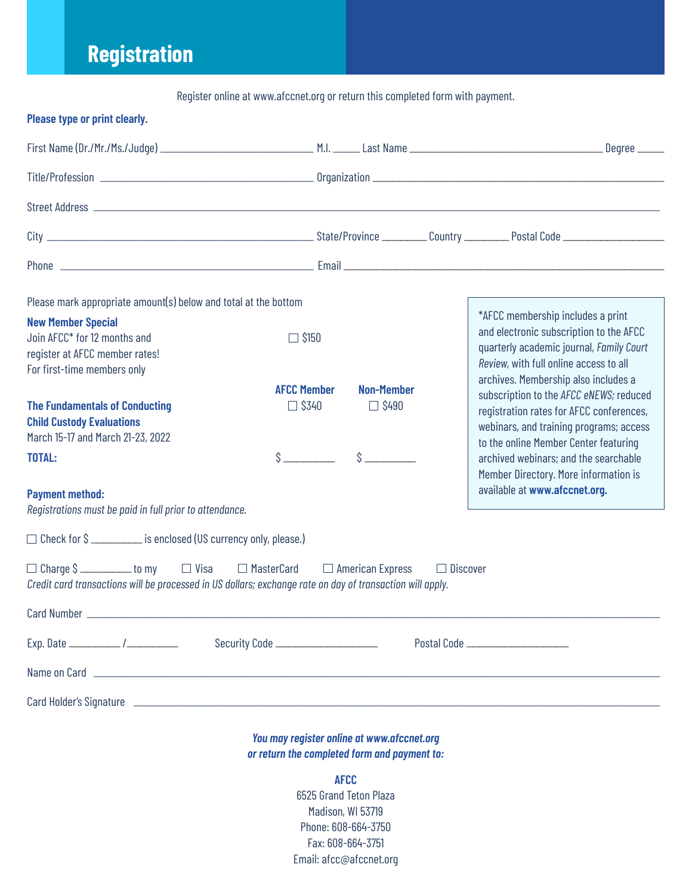# Registration

Register online at www.afccnet.org or return this completed form with payment.

**Please type or print clearly.**

First Name (Dr./Mr./Ms./Judge) ______________________ M.I. _____ Last Name ______________________ Degree _____

Title/Profession ______________________ Organization ______________________

Street Address ______________________

City ______________________ State/Province ________ Country ________ Postal Code ______________

Phone ______________________ Email ______________________

Please mark appropriate amount(s) below and total at the bottom

| | AFCC Member | Non-Member |
|---|---|---|
| **New Member Special**<br>Join AFCC* for 12 months and register at AFCC member rates!<br>For first-time members only | ☐ $150 | |
| **The Fundamentals of Conducting Child Custody Evaluations**<br>March 15-17 and March 21-23, 2022 | ☐ $340 | ☐ $490 |
| **TOTAL:** | $ ________ | $ ________ |

*AFCC membership includes a print and electronic subscription to the AFCC quarterly academic journal, *Family Court Review*, with full online access to all archives. Membership also includes a subscription to the *AFCC eNEWS;* reduced registration rates for AFCC conferences, webinars, and training programs; access to the online Member Center featuring archived webinars; and the searchable Member Directory. More information is available at **www.afccnet.org.**

**Payment method:**

*Registrations must be paid in full prior to attendance.*

☐ Check for $ ________ is enclosed (US currency only, please.)

☐ Charge $ ________ to my ☐ Visa ☐ MasterCard ☐ American Express ☐ Discover

*Credit card transactions will be processed in US dollars; exchange rate on day of transaction will apply.*

Card Number ______________________

Exp. Date ________ /________ Security Code ______________ Postal Code ______________

Name on Card ______________________

Card Holder's Signature ______________________

***You may register online at www.afccnet.org or return the completed form and payment to:***

**AFCC**
6525 Grand Teton Plaza
Madison, WI 53719
Phone: 608-664-3750
Fax: 608-664-3751
Email: afcc@afccnet.org